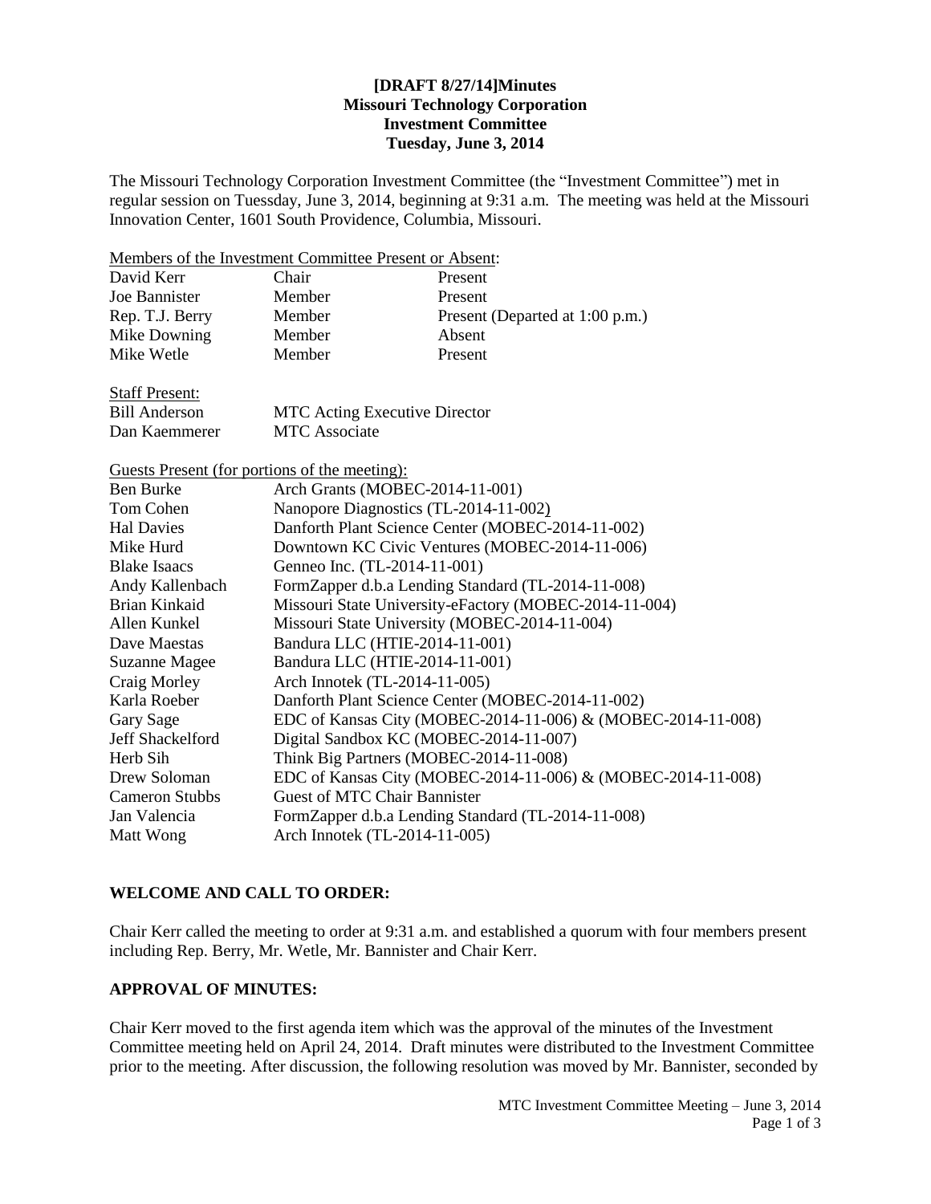**[DRAFT 8/27/14]Minutes**
**Missouri Technology Corporation**
**Investment Committee**
**Tuesday, June 3, 2014**

The Missouri Technology Corporation Investment Committee (the "Investment Committee") met in regular session on Tuessday, June 3, 2014, beginning at 9:31 a.m. The meeting was held at the Missouri Innovation Center, 1601 South Providence, Columbia, Missouri.

Members of the Investment Committee Present or Absent:

| | | |
|---|---|---|
| David Kerr | Chair | Present |
| Joe Bannister | Member | Present |
| Rep. T.J. Berry | Member | Present (Departed at 1:00 p.m.) |
| Mike Downing | Member | Absent |
| Mike Wetle | Member | Present |

Staff Present:

| | |
|---|---|
| Bill Anderson | MTC Acting Executive Director |
| Dan Kaemmerer | MTC Associate |

Guests Present (for portions of the meeting):

| | |
|---|---|
| Ben Burke | Arch Grants (MOBEC-2014-11-001) |
| Tom Cohen | Nanopore Diagnostics (TL-2014-11-002) |
| Hal Davies | Danforth Plant Science Center (MOBEC-2014-11-002) |
| Mike Hurd | Downtown KC Civic Ventures (MOBEC-2014-11-006) |
| Blake Isaacs | Genneo Inc. (TL-2014-11-001) |
| Andy Kallenbach | FormZapper d.b.a Lending Standard (TL-2014-11-008) |
| Brian Kinkaid | Missouri State University-eFactory (MOBEC-2014-11-004) |
| Allen Kunkel | Missouri State University (MOBEC-2014-11-004) |
| Dave Maestas | Bandura LLC (HTIE-2014-11-001) |
| Suzanne Magee | Bandura LLC (HTIE-2014-11-001) |
| Craig Morley | Arch Innotek (TL-2014-11-005) |
| Karla Roeber | Danforth Plant Science Center (MOBEC-2014-11-002) |
| Gary Sage | EDC of Kansas City (MOBEC-2014-11-006) & (MOBEC-2014-11-008) |
| Jeff Shackelford | Digital Sandbox KC (MOBEC-2014-11-007) |
| Herb Sih | Think Big Partners (MOBEC-2014-11-008) |
| Drew Soloman | EDC of Kansas City (MOBEC-2014-11-006) & (MOBEC-2014-11-008) |
| Cameron Stubbs | Guest of MTC Chair Bannister |
| Jan Valencia | FormZapper d.b.a Lending Standard (TL-2014-11-008) |
| Matt Wong | Arch Innotek (TL-2014-11-005) |

## WELCOME AND CALL TO ORDER:

Chair Kerr called the meeting to order at 9:31 a.m. and established a quorum with four members present including Rep. Berry, Mr. Wetle, Mr. Bannister and Chair Kerr.

## APPROVAL OF MINUTES:

Chair Kerr moved to the first agenda item which was the approval of the minutes of the Investment Committee meeting held on April 24, 2014. Draft minutes were distributed to the Investment Committee prior to the meeting. After discussion, the following resolution was moved by Mr. Bannister, seconded by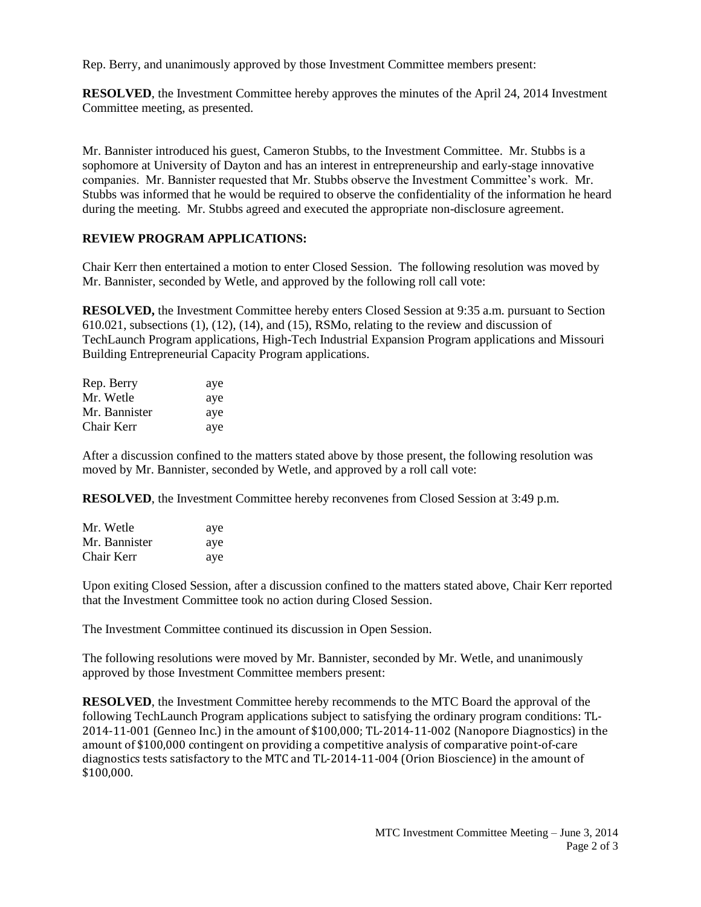Rep. Berry, and unanimously approved by those Investment Committee members present:

**RESOLVED**, the Investment Committee hereby approves the minutes of the April 24, 2014 Investment Committee meeting, as presented.

Mr. Bannister introduced his guest, Cameron Stubbs, to the Investment Committee. Mr. Stubbs is a sophomore at University of Dayton and has an interest in entrepreneurship and early-stage innovative companies. Mr. Bannister requested that Mr. Stubbs observe the Investment Committee's work. Mr. Stubbs was informed that he would be required to observe the confidentiality of the information he heard during the meeting. Mr. Stubbs agreed and executed the appropriate non-disclosure agreement.

**REVIEW PROGRAM APPLICATIONS:**

Chair Kerr then entertained a motion to enter Closed Session. The following resolution was moved by Mr. Bannister, seconded by Wetle, and approved by the following roll call vote:

**RESOLVED,** the Investment Committee hereby enters Closed Session at 9:35 a.m. pursuant to Section 610.021, subsections (1), (12), (14), and (15), RSMo, relating to the review and discussion of TechLaunch Program applications, High-Tech Industrial Expansion Program applications and Missouri Building Entrepreneurial Capacity Program applications.

Rep. Berry aye
Mr. Wetle aye
Mr. Bannister aye
Chair Kerr aye

After a discussion confined to the matters stated above by those present, the following resolution was moved by Mr. Bannister, seconded by Wetle, and approved by a roll call vote:

**RESOLVED**, the Investment Committee hereby reconvenes from Closed Session at 3:49 p.m.

Mr. Wetle aye
Mr. Bannister aye
Chair Kerr aye

Upon exiting Closed Session, after a discussion confined to the matters stated above, Chair Kerr reported that the Investment Committee took no action during Closed Session.

The Investment Committee continued its discussion in Open Session.

The following resolutions were moved by Mr. Bannister, seconded by Mr. Wetle, and unanimously approved by those Investment Committee members present:

**RESOLVED**, the Investment Committee hereby recommends to the MTC Board the approval of the following TechLaunch Program applications subject to satisfying the ordinary program conditions: TL-2014-11-001 (Genneo Inc.) in the amount of $100,000; TL-2014-11-002 (Nanopore Diagnostics) in the amount of $100,000 contingent on providing a competitive analysis of comparative point-of-care diagnostics tests satisfactory to the MTC and TL-2014-11-004 (Orion Bioscience) in the amount of $100,000.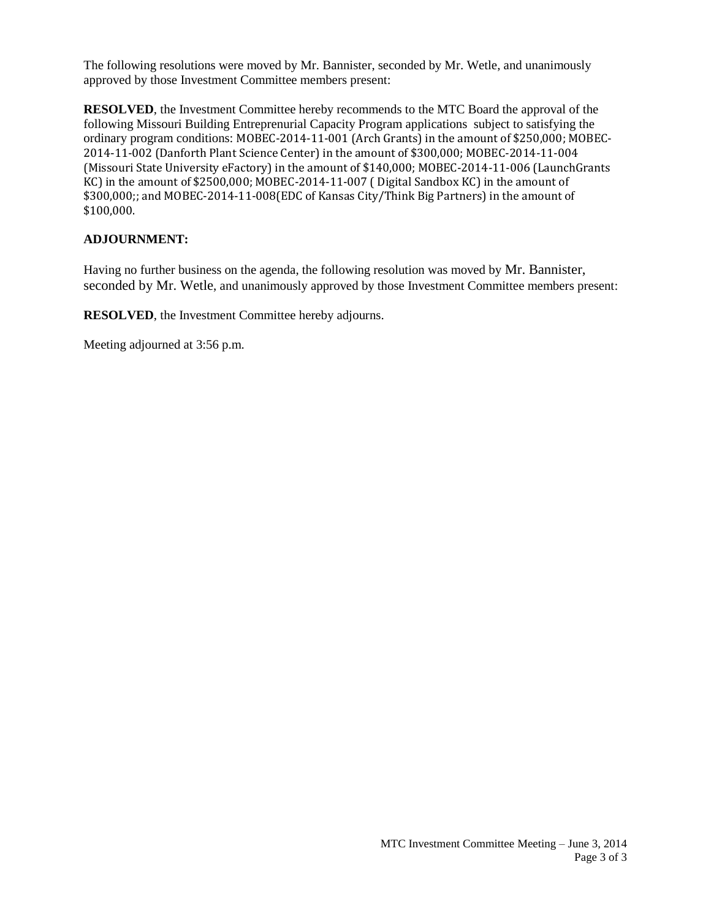The following resolutions were moved by Mr. Bannister, seconded by Mr. Wetle, and unanimously approved by those Investment Committee members present:

**RESOLVED**, the Investment Committee hereby recommends to the MTC Board the approval of the following Missouri Building Entreprenurial Capacity Program applications subject to satisfying the ordinary program conditions: MOBEC-2014-11-001 (Arch Grants) in the amount of $250,000; MOBEC-2014-11-002 (Danforth Plant Science Center) in the amount of $300,000; MOBEC-2014-11-004 (Missouri State University eFactory) in the amount of $140,000; MOBEC-2014-11-006 (LaunchGrants KC) in the amount of $2500,000; MOBEC-2014-11-007 ( Digital Sandbox KC) in the amount of $300,000;; and MOBEC-2014-11-008(EDC of Kansas City/Think Big Partners) in the amount of $100,000.

**ADJOURNMENT:**

Having no further business on the agenda, the following resolution was moved by Mr. Bannister, seconded by Mr. Wetle, and unanimously approved by those Investment Committee members present:

**RESOLVED**, the Investment Committee hereby adjourns.

Meeting adjourned at 3:56 p.m.